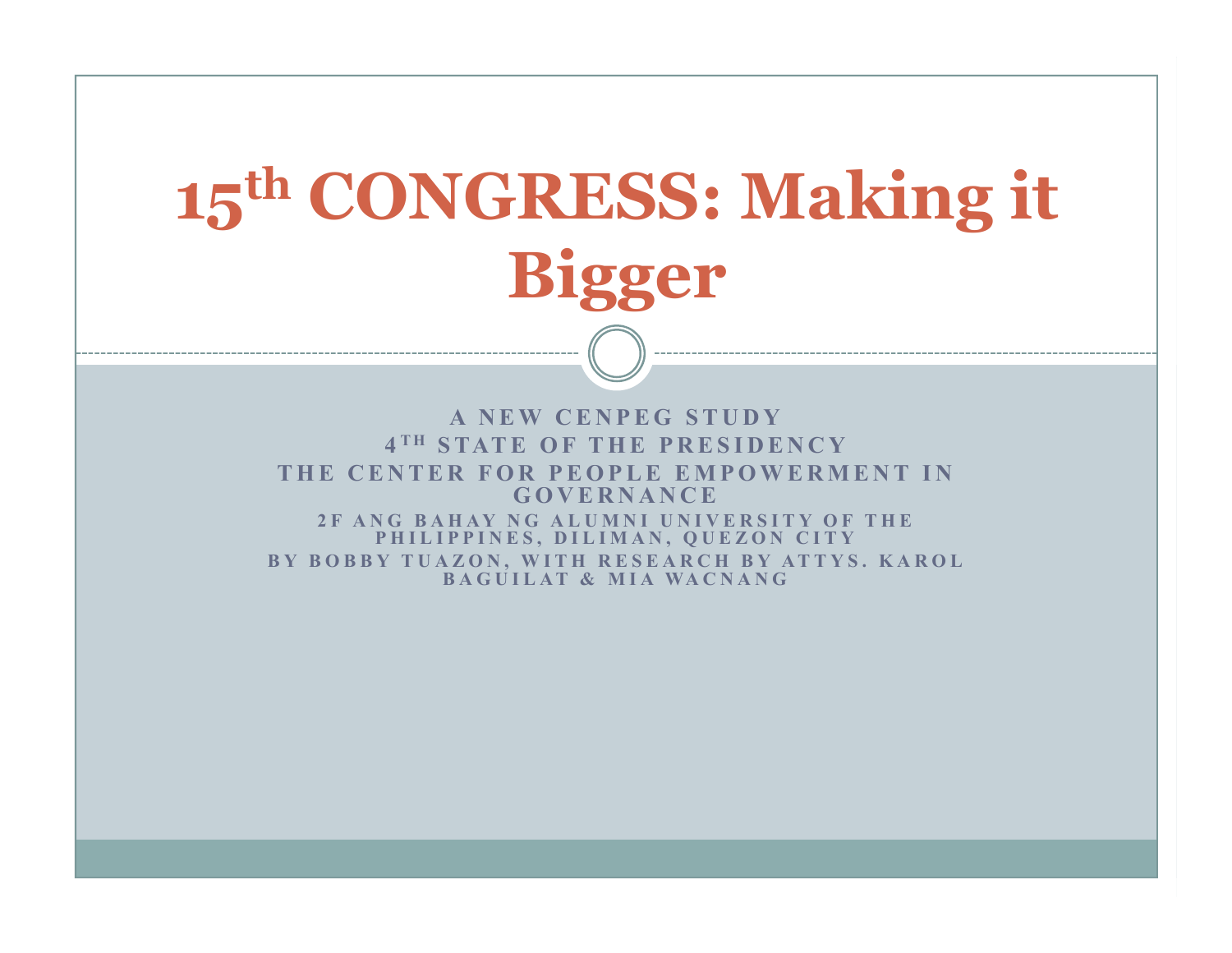# 15th CONGRESS: Making it Bigger

A NEW CENPEG STUDY

4TH STATE OF THE PRESIDENCY

THE CENTER FOR PEOPLE EMPOWERMENT IN GOVERNANCE

2F ANG BAHAY NG ALUMNI UNIVERSITY OF THE PHILIPPINES, DILIMAN, QUEZON CITY

BY BOBBY TUAZON, WITH RESEARCH BY ATTYS. KAROL BAGUILAT & MIA WACNANG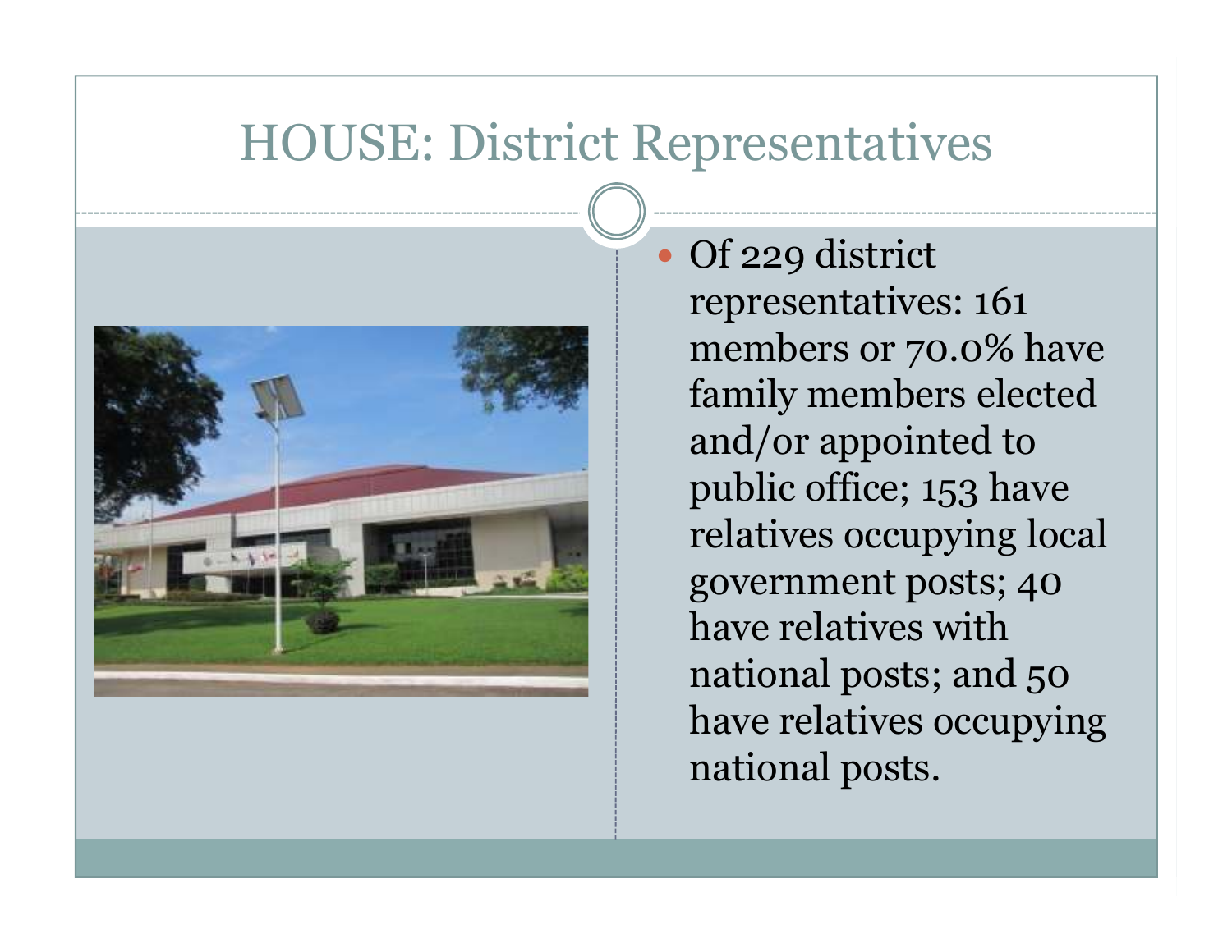# HOUSE: District Representatives

- Of 229 district representatives: 161 members or 70.0% have family members elected and/or appointed to public office; 153 have relatives occupying local government posts; 40 have relatives with national posts; and 50 have relatives occupying national posts.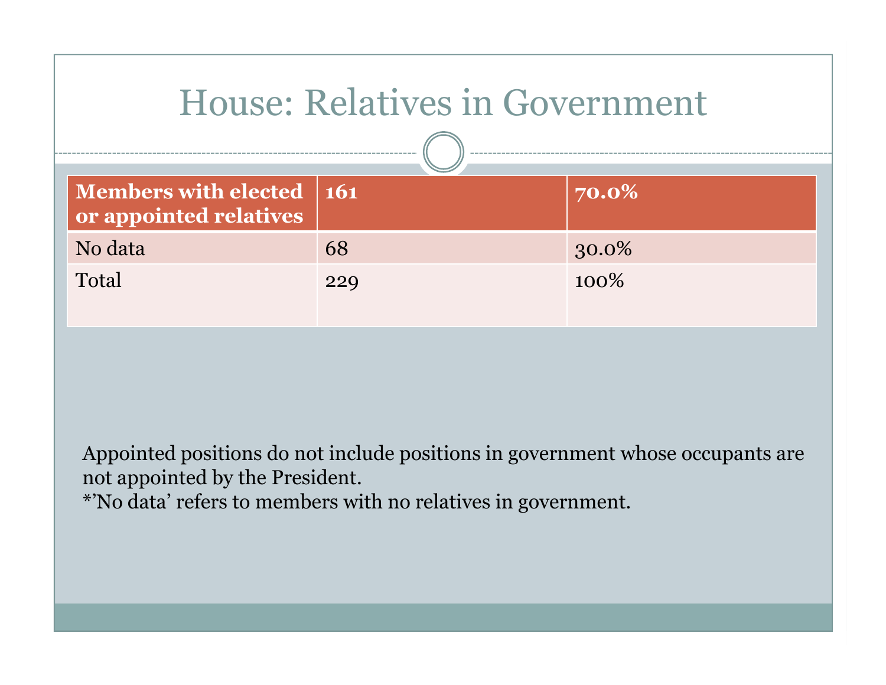# House: Relatives in Government

| Members with elected or appointed relatives | 161 | 70.0% |
| --- | --- | --- |
| No data | 68 | 30.0% |
| Total | 229 | 100% |

Appointed positions do not include positions in government whose occupants are not appointed by the President.
*'No data' refers to members with no relatives in government.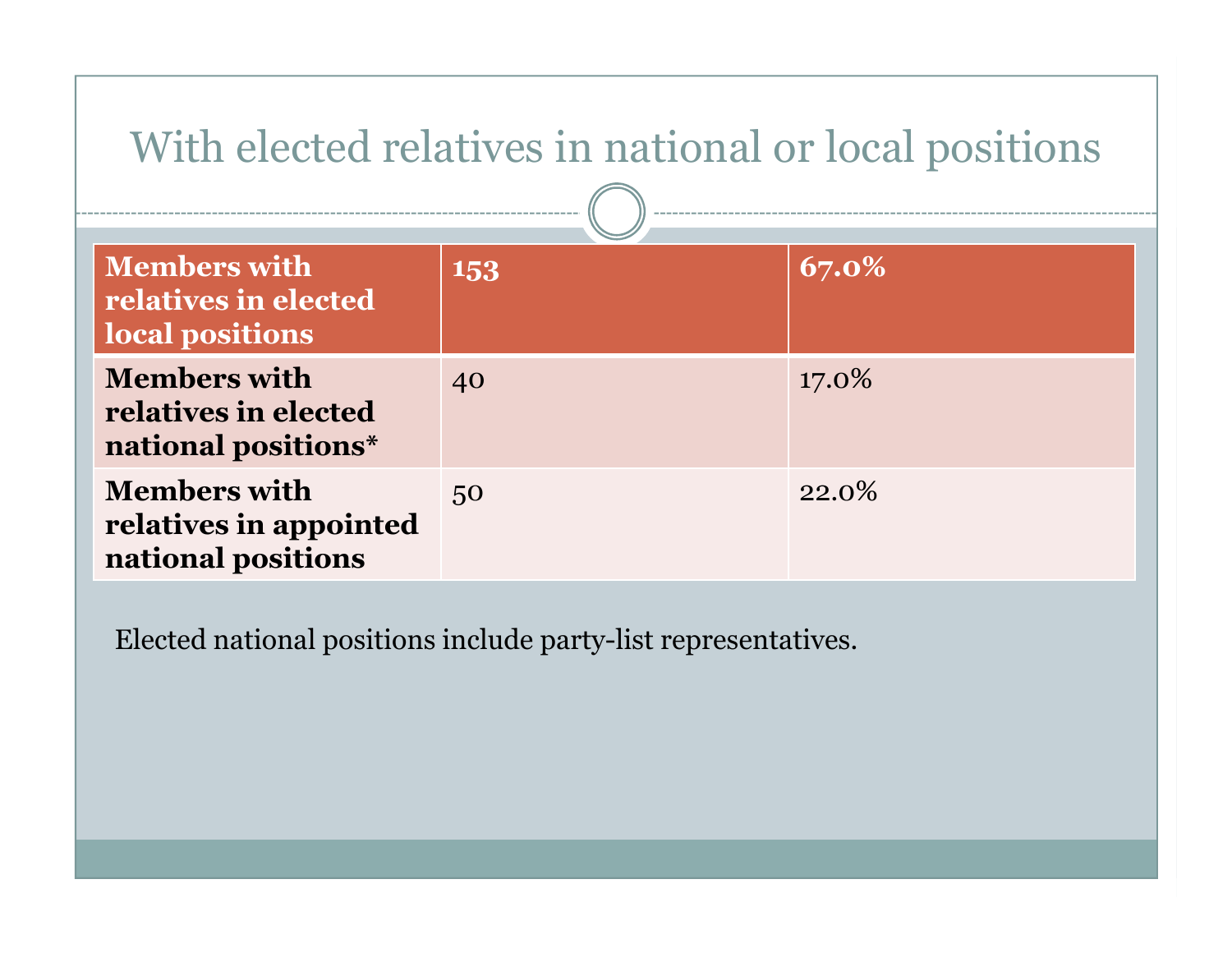# With elected relatives in national or local positions

| Members with relatives in elected local positions | 153 | 67.0% |
| --- | --- | --- |
| Members with relatives in elected national positions* | 40 | 17.0% |
| Members with relatives in appointed national positions | 50 | 22.0% |

Elected national positions include party-list representatives.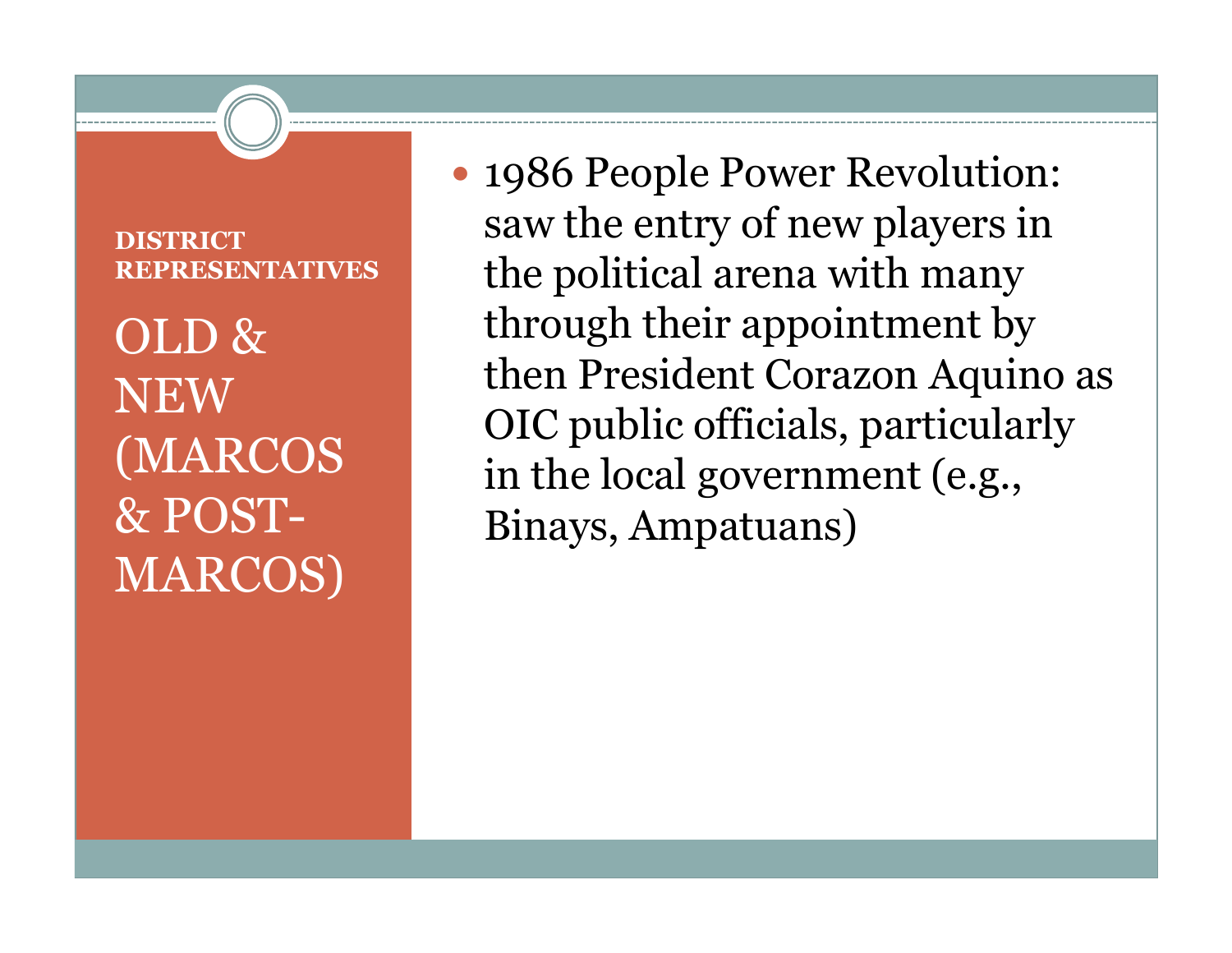**DISTRICT REPRESENTATIVES**

## OLD & NEW (MARCOS & POST-MARCOS)

- 1986 People Power Revolution: saw the entry of new players in the political arena with many through their appointment by then President Corazon Aquino as OIC public officials, particularly in the local government (e.g., Binays, Ampatuans)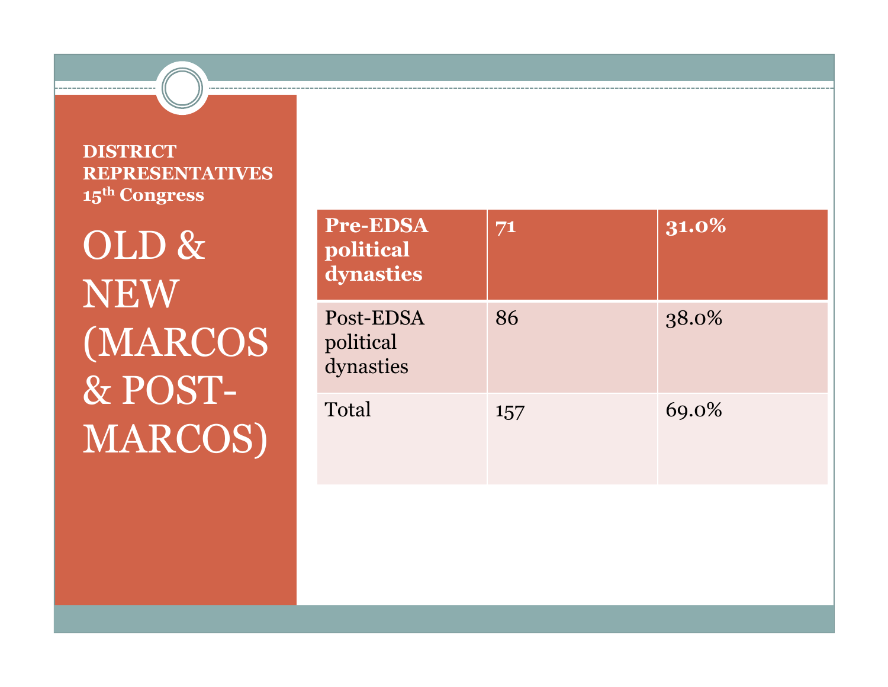**DISTRICT REPRESENTATIVES 15th Congress**

# OLD & NEW (MARCOS & POST-MARCOS)

| Pre-EDSA political dynasties | 71 | 31.0% |
|---|---|---|
| Post-EDSA political dynasties | 86 | 38.0% |
| Total | 157 | 69.0% |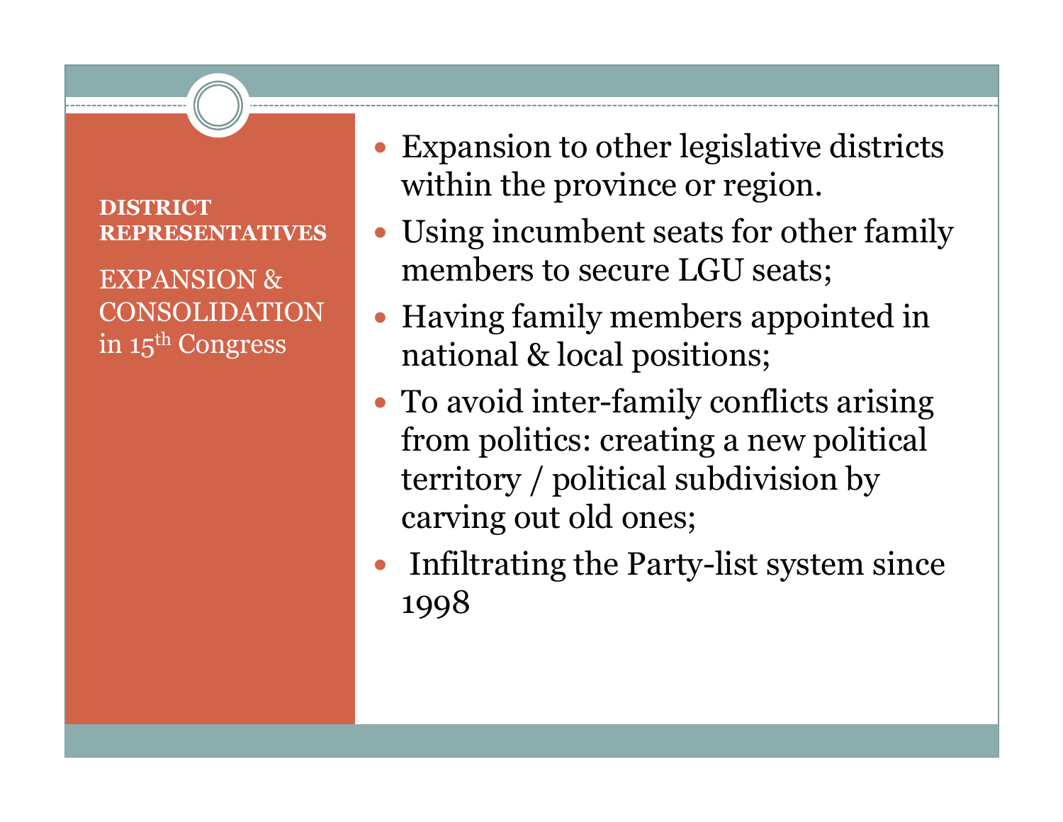## DISTRICT REPRESENTATIVES

### EXPANSION & CONSOLIDATION in 15th Congress

- Expansion to other legislative districts within the province or region.
- Using incumbent seats for other family members to secure LGU seats;
- Having family members appointed in national & local positions;
- To avoid inter-family conflicts arising from politics: creating a new political territory / political subdivision by carving out old ones;
- Infiltrating the Party-list system since 1998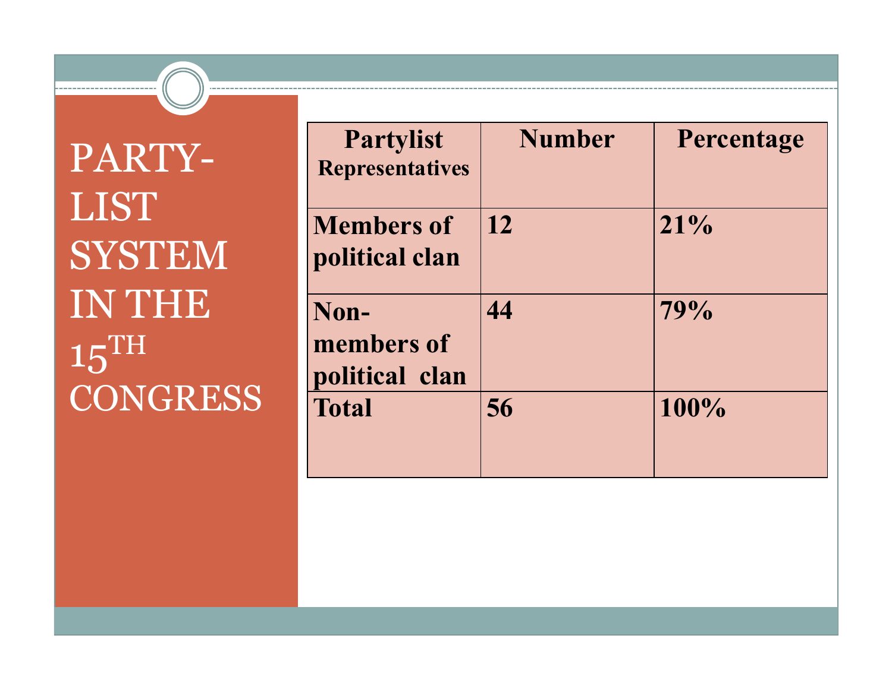# PARTY-LIST SYSTEM IN THE 15TH CONGRESS

| Partylist Representatives | Number | Percentage |
|---|---|---|
| Members of political clan | 12 | 21% |
| Non-members of political clan | 44 | 79% |
| Total | 56 | 100% |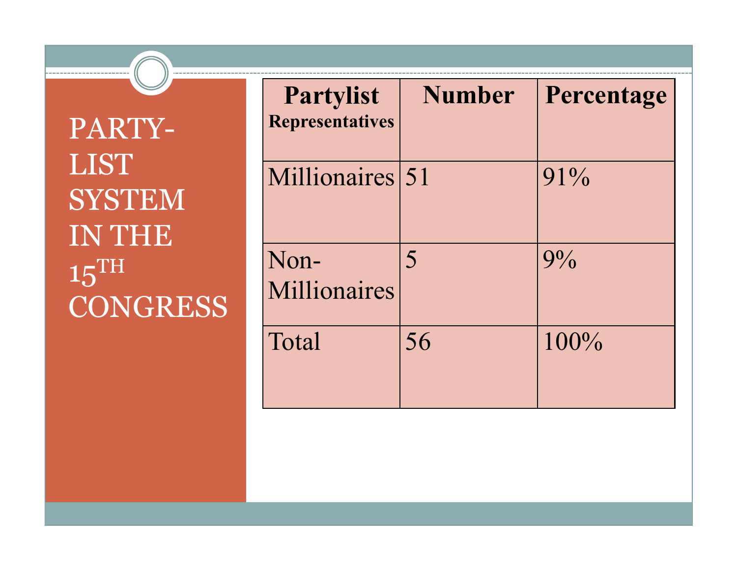# PARTY-LIST SYSTEM IN THE 15TH CONGRESS

| Partylist Representatives | Number | Percentage |
|---|---|---|
| Millionaires | 51 | 91% |
| Non-Millionaires | 5 | 9% |
| Total | 56 | 100% |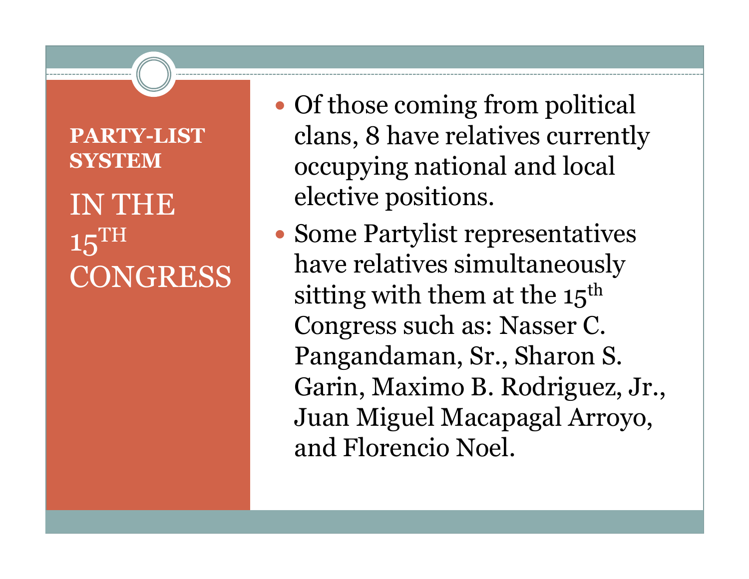## PARTY-LIST SYSTEM

## IN THE $15^{TH}$ CONGRESS

- Of those coming from political clans, 8 have relatives currently occupying national and local elective positions.
- Some Partylist representatives have relatives simultaneously sitting with them at the $15^{th}$ Congress such as: Nasser C. Pangandaman, Sr., Sharon S. Garin, Maximo B. Rodriguez, Jr., Juan Miguel Macapagal Arroyo, and Florencio Noel.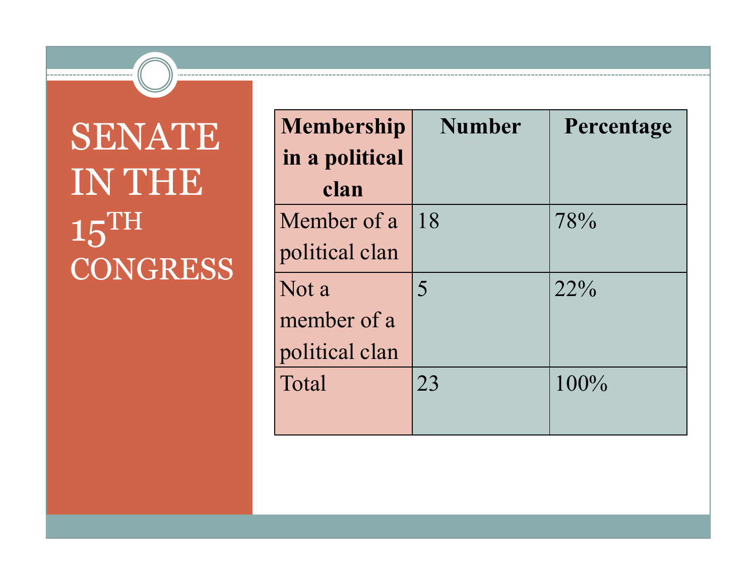# SENATE IN THE 15$^{TH}$ CONGRESS

| Membership in a political clan | Number | Percentage |
|---|---|---|
| Member of a political clan | 18 | 78% |
| Not a member of a political clan | 5 | 22% |
| Total | 23 | 100% |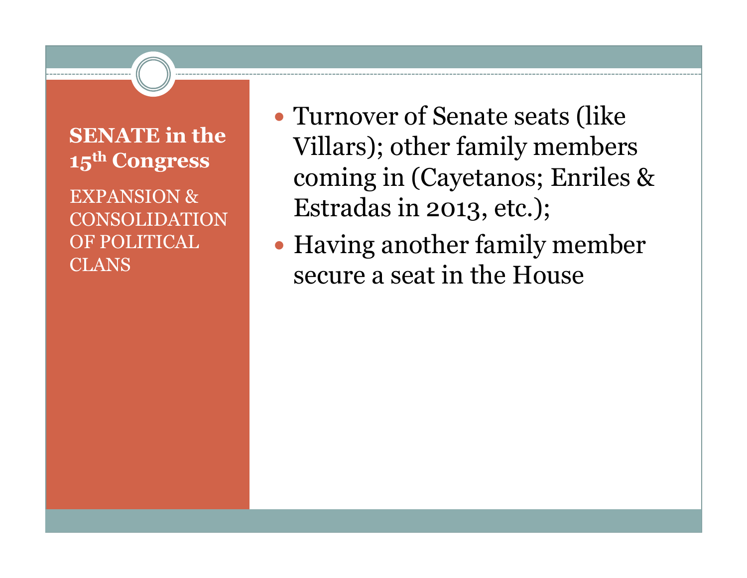## SENATE in the 15th Congress

EXPANSION & CONSOLIDATION OF POLITICAL CLANS

- Turnover of Senate seats (like Villars); other family members coming in (Cayetanos; Enriles & Estradas in 2013, etc.);
- Having another family member secure a seat in the House